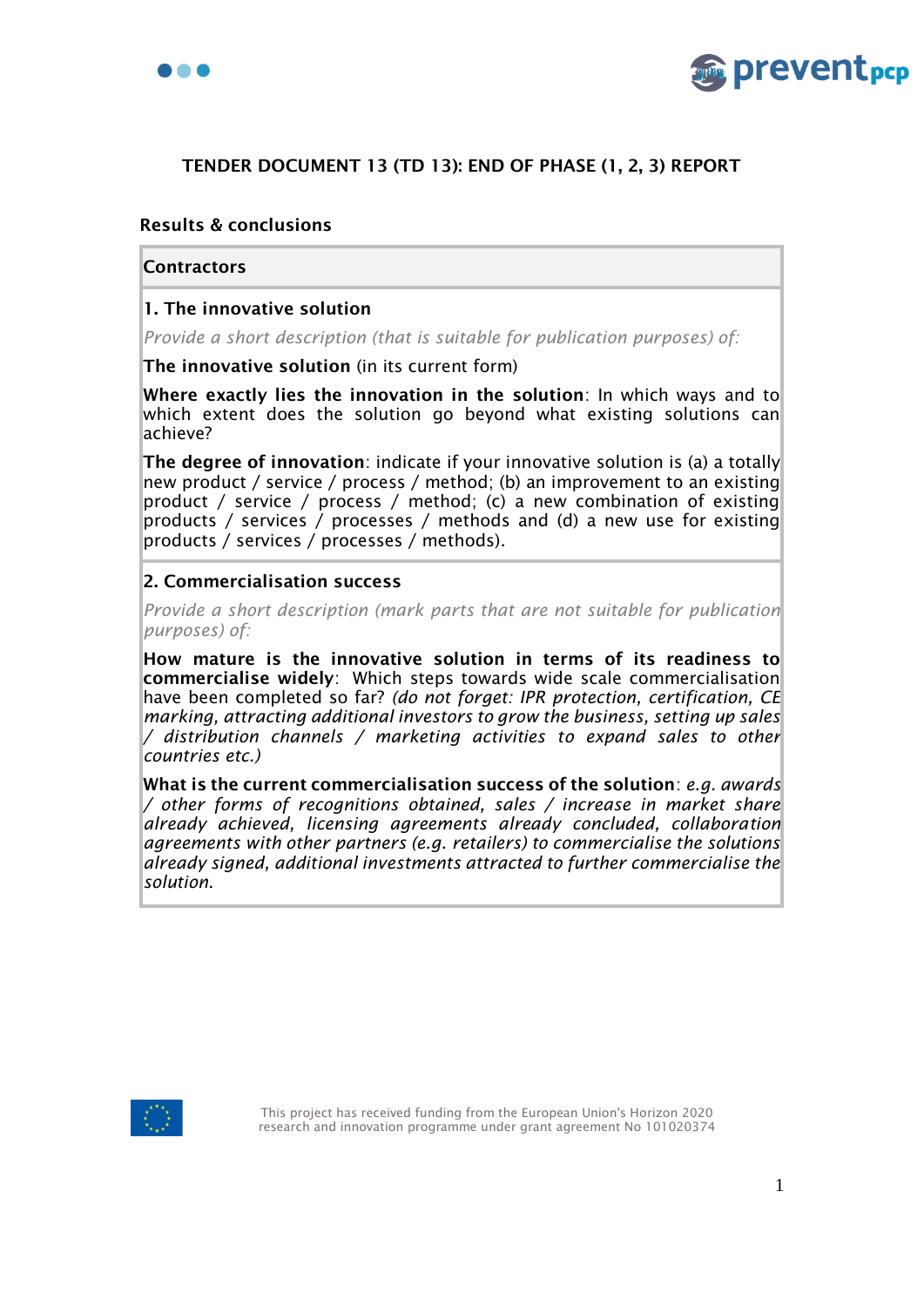# TENDER DOCUMENT 13 (TD 13): END OF PHASE (1, 2, 3) REPORT

## Results & conclusions

### Contractors

**1. The innovative solution**

*Provide a short description (that is suitable for publication purposes) of:*

**The innovative solution** (in its current form)

**Where exactly lies the innovation in the solution**: In which ways and to which extent does the solution go beyond what existing solutions can achieve?

**The degree of innovation**: indicate if your innovative solution is (a) a totally new product / service / process / method; (b) an improvement to an existing product / service / process / method; (c) a new combination of existing products / services / processes / methods and (d) a new use for existing products / services / processes / methods).

**2. Commercialisation success**

*Provide a short description (mark parts that are not suitable for publication purposes) of:*

**How mature is the innovative solution in terms of its readiness to commercialise widely**: Which steps towards wide scale commercialisation have been completed so far? *(do not forget: IPR protection, certification, CE marking, attracting additional investors to grow the business, setting up sales / distribution channels / marketing activities to expand sales to other countries etc.)*

**What is the current commercialisation success of the solution**: *e.g. awards / other forms of recognitions obtained, sales / increase in market share already achieved, licensing agreements already concluded, collaboration agreements with other partners (e.g. retailers) to commercialise the solutions already signed, additional investments attracted to further commercialise the solution.*

This project has received funding from the European Union's Horizon 2020 research and innovation programme under grant agreement No 101020374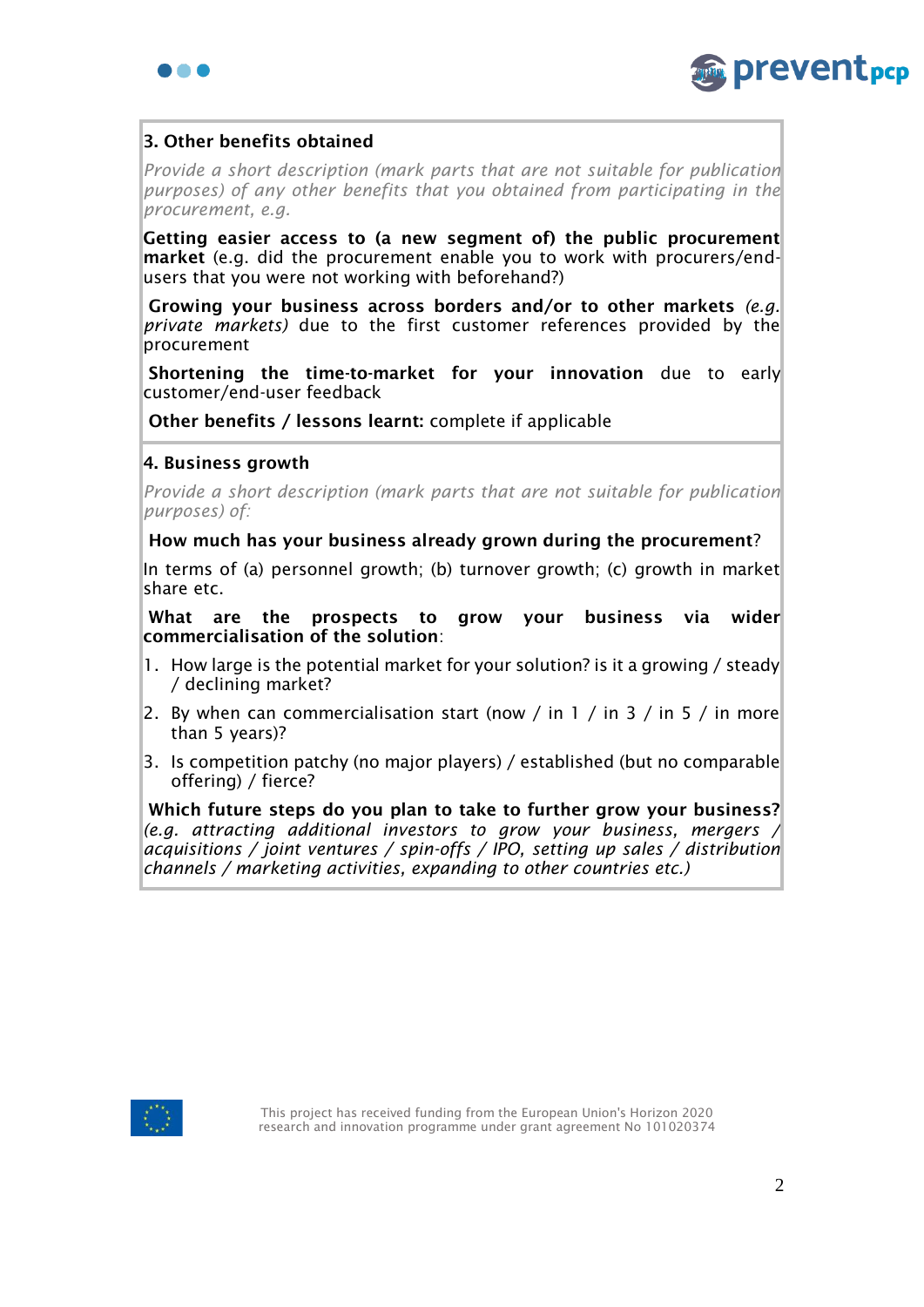### 3. Other benefits obtained

*Provide a short description (mark parts that are not suitable for publication purposes) of any other benefits that you obtained from participating in the procurement, e.g.*

**Getting easier access to (a new segment of) the public procurement market** (e.g. did the procurement enable you to work with procurers/end-users that you were not working with beforehand?)

**Growing your business across borders and/or to other markets** *(e.g. private markets)* due to the first customer references provided by the procurement

**Shortening the time-to-market for your innovation** due to early customer/end-user feedback

**Other benefits / lessons learnt:** complete if applicable

### 4. Business growth

*Provide a short description (mark parts that are not suitable for publication purposes) of:*

**How much has your business already grown during the procurement**?

In terms of (a) personnel growth; (b) turnover growth; (c) growth in market share etc.

**What are the prospects to grow your business via wider commercialisation of the solution**:

1. How large is the potential market for your solution? is it a growing / steady / declining market?
2. By when can commercialisation start (now / in 1 / in 3 / in 5 / in more than 5 years)?
3. Is competition patchy (no major players) / established (but no comparable offering) / fierce?

**Which future steps do you plan to take to further grow your business?** *(e.g. attracting additional investors to grow your business, mergers / acquisitions / joint ventures / spin-offs / IPO, setting up sales / distribution channels / marketing activities, expanding to other countries etc.)*

This project has received funding from the European Union's Horizon 2020 research and innovation programme under grant agreement No 101020374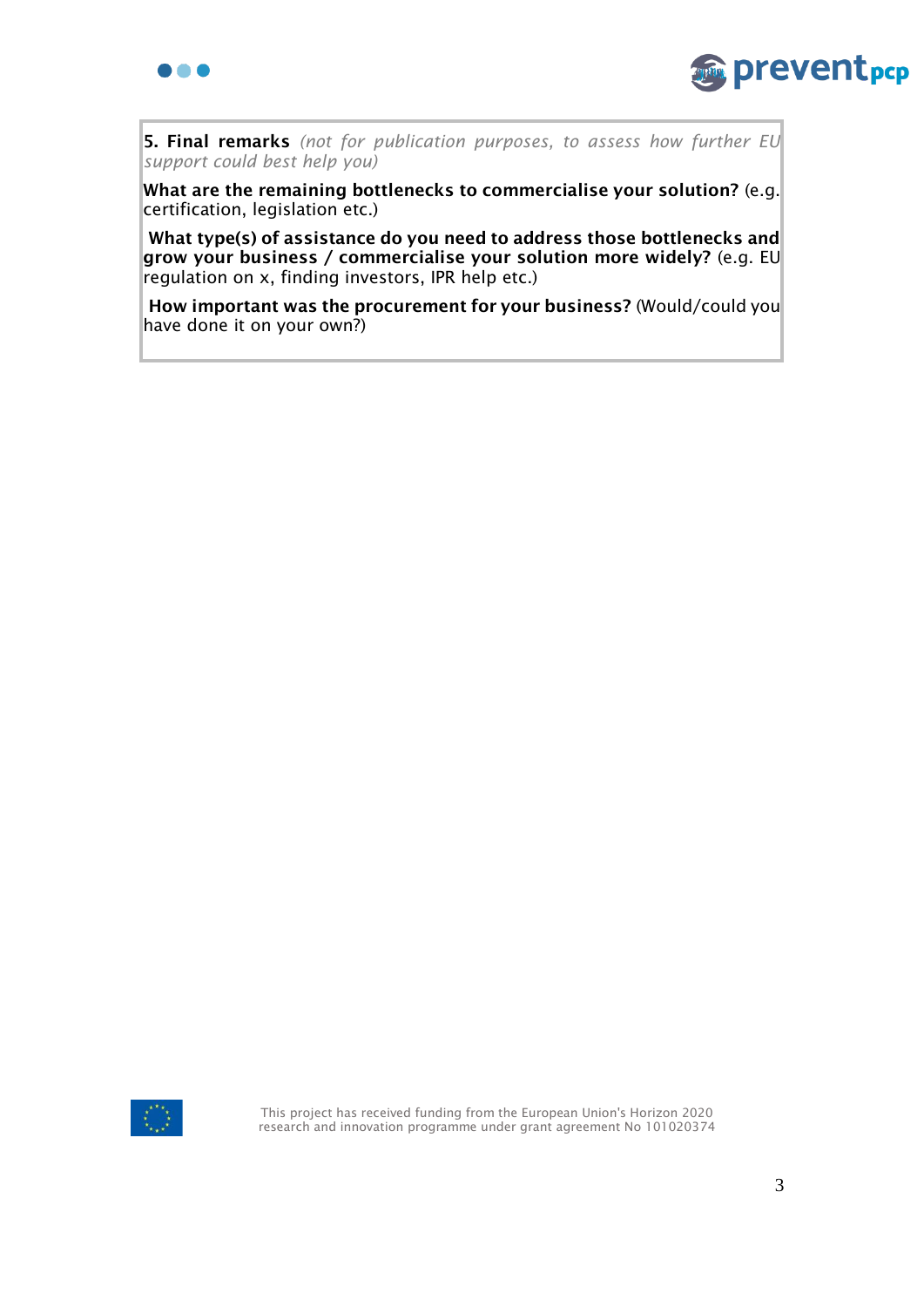**5. Final remarks** *(not for publication purposes, to assess how further EU support could best help you)*

**What are the remaining bottlenecks to commercialise your solution?** (e.g. certification, legislation etc.)

**What type(s) of assistance do you need to address those bottlenecks and grow your business / commercialise your solution more widely?** (e.g. EU regulation on x, finding investors, IPR help etc.)

**How important was the procurement for your business?** (Would/could you have done it on your own?)